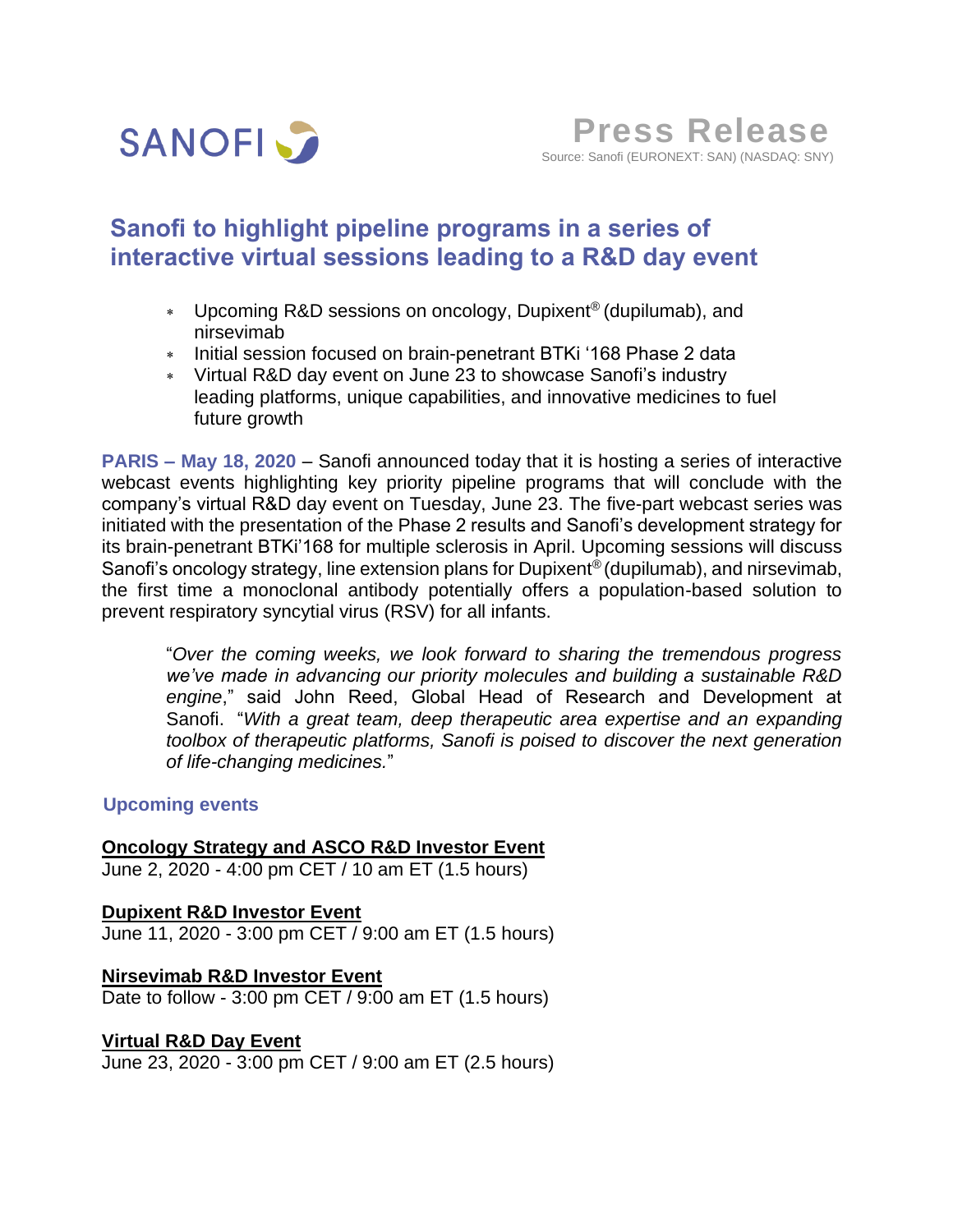SANOFI

# Press Release

Source: Sanofi (EURONEXT: SAN) (NASDAQ: SNY)

## Sanofi to highlight pipeline programs in a series of interactive virtual sessions leading to a R&D day event

* Upcoming R&D sessions on oncology, Dupixent® (dupilumab), and nirsevimab
* Initial session focused on brain-penetrant BTKi '168 Phase 2 data
* Virtual R&D day event on June 23 to showcase Sanofi's industry leading platforms, unique capabilities, and innovative medicines to fuel future growth

**PARIS – May 18, 2020** – Sanofi announced today that it is hosting a series of interactive webcast events highlighting key priority pipeline programs that will conclude with the company's virtual R&D day event on Tuesday, June 23. The five-part webcast series was initiated with the presentation of the Phase 2 results and Sanofi's development strategy for its brain-penetrant BTKi'168 for multiple sclerosis in April. Upcoming sessions will discuss Sanofi's oncology strategy, line extension plans for Dupixent® (dupilumab), and nirsevimab, the first time a monoclonal antibody potentially offers a population-based solution to prevent respiratory syncytial virus (RSV) for all infants.

> "*Over the coming weeks, we look forward to sharing the tremendous progress we've made in advancing our priority molecules and building a sustainable R&D engine*," said John Reed, Global Head of Research and Development at Sanofi. "*With a great team, deep therapeutic area expertise and an expanding toolbox of therapeutic platforms, Sanofi is poised to discover the next generation of life-changing medicines.*"

### Upcoming events

**Oncology Strategy and ASCO R&D Investor Event**
June 2, 2020 - 4:00 pm CET / 10 am ET (1.5 hours)

**Dupixent R&D Investor Event**
June 11, 2020 - 3:00 pm CET / 9:00 am ET (1.5 hours)

**Nirsevimab R&D Investor Event**
Date to follow - 3:00 pm CET / 9:00 am ET (1.5 hours)

**Virtual R&D Day Event**
June 23, 2020 - 3:00 pm CET / 9:00 am ET (2.5 hours)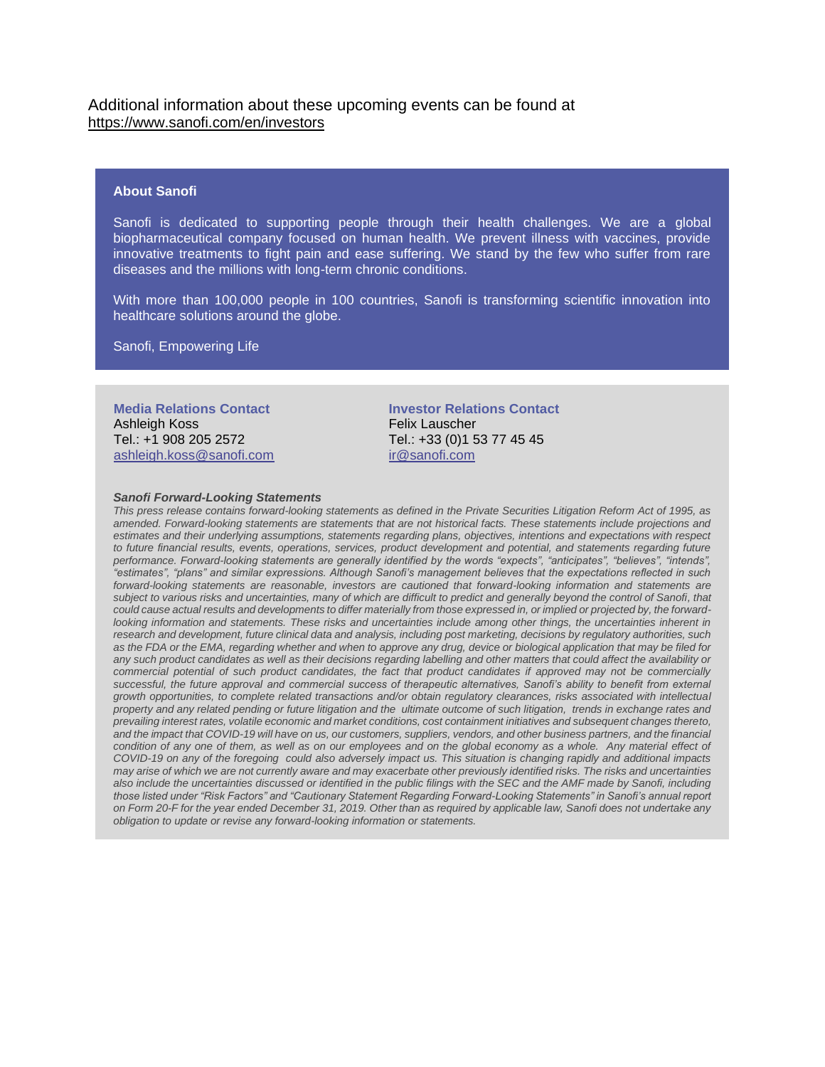Additional information about these upcoming events can be found at
https://www.sanofi.com/en/investors

**About Sanofi**

Sanofi is dedicated to supporting people through their health challenges. We are a global biopharmaceutical company focused on human health. We prevent illness with vaccines, provide innovative treatments to fight pain and ease suffering. We stand by the few who suffer from rare diseases and the millions with long-term chronic conditions.

With more than 100,000 people in 100 countries, Sanofi is transforming scientific innovation into healthcare solutions around the globe.

Sanofi, Empowering Life

**Media Relations Contact**
Ashleigh Koss
Tel.: +1 908 205 2572
ashleigh.koss@sanofi.com

**Investor Relations Contact**
Felix Lauscher
Tel.: +33 (0)1 53 77 45 45
ir@sanofi.com

***Sanofi Forward-Looking Statements***

*This press release contains forward-looking statements as defined in the Private Securities Litigation Reform Act of 1995, as amended. Forward-looking statements are statements that are not historical facts. These statements include projections and estimates and their underlying assumptions, statements regarding plans, objectives, intentions and expectations with respect to future financial results, events, operations, services, product development and potential, and statements regarding future performance. Forward-looking statements are generally identified by the words "expects", "anticipates", "believes", "intends", "estimates", "plans" and similar expressions. Although Sanofi's management believes that the expectations reflected in such forward-looking statements are reasonable, investors are cautioned that forward-looking information and statements are subject to various risks and uncertainties, many of which are difficult to predict and generally beyond the control of Sanofi, that could cause actual results and developments to differ materially from those expressed in, or implied or projected by, the forward-looking information and statements. These risks and uncertainties include among other things, the uncertainties inherent in research and development, future clinical data and analysis, including post marketing, decisions by regulatory authorities, such as the FDA or the EMA, regarding whether and when to approve any drug, device or biological application that may be filed for any such product candidates as well as their decisions regarding labelling and other matters that could affect the availability or commercial potential of such product candidates, the fact that product candidates if approved may not be commercially successful, the future approval and commercial success of therapeutic alternatives, Sanofi's ability to benefit from external growth opportunities, to complete related transactions and/or obtain regulatory clearances, risks associated with intellectual property and any related pending or future litigation and the ultimate outcome of such litigation, trends in exchange rates and prevailing interest rates, volatile economic and market conditions, cost containment initiatives and subsequent changes thereto, and the impact that COVID-19 will have on us, our customers, suppliers, vendors, and other business partners, and the financial condition of any one of them, as well as on our employees and on the global economy as a whole. Any material effect of COVID-19 on any of the foregoing could also adversely impact us. This situation is changing rapidly and additional impacts may arise of which we are not currently aware and may exacerbate other previously identified risks. The risks and uncertainties also include the uncertainties discussed or identified in the public filings with the SEC and the AMF made by Sanofi, including those listed under "Risk Factors" and "Cautionary Statement Regarding Forward-Looking Statements" in Sanofi's annual report on Form 20-F for the year ended December 31, 2019. Other than as required by applicable law, Sanofi does not undertake any obligation to update or revise any forward-looking information or statements.*